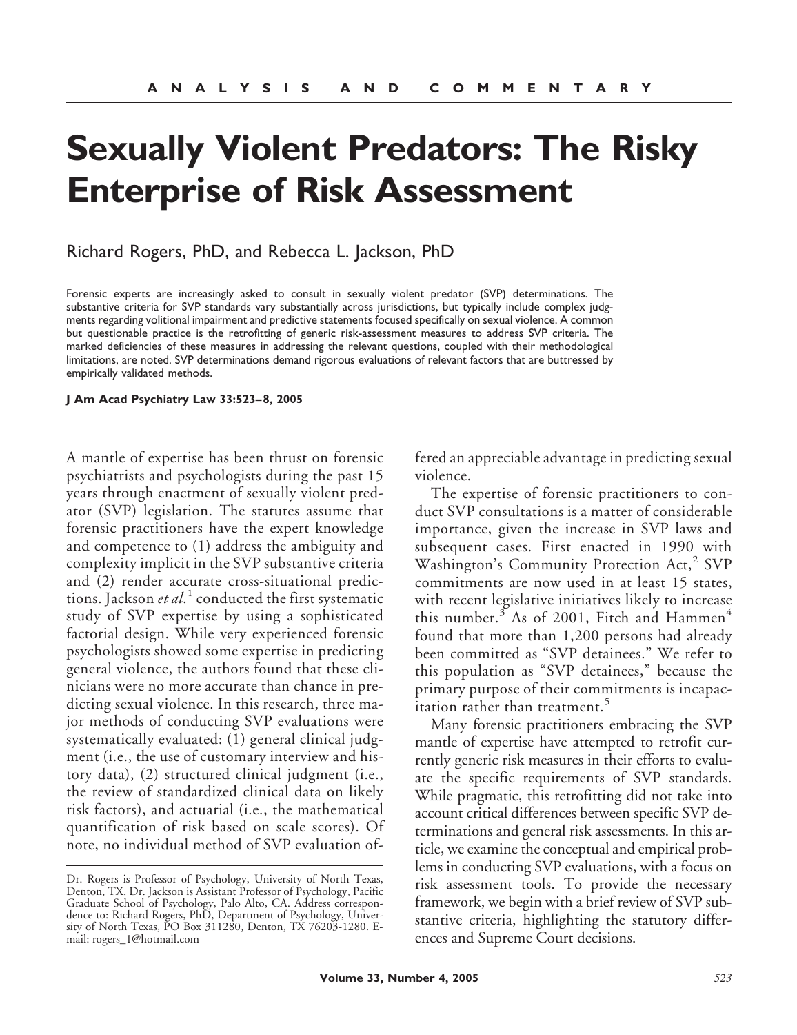ANALYSIS AND COMMENTARY

# Sexually Violent Predators: The Risky Enterprise of Risk Assessment

Richard Rogers, PhD, and Rebecca L. Jackson, PhD

Forensic experts are increasingly asked to consult in sexually violent predator (SVP) determinations. The substantive criteria for SVP standards vary substantially across jurisdictions, but typically include complex judgments regarding volitional impairment and predictive statements focused specifically on sexual violence. A common but questionable practice is the retrofitting of generic risk-assessment measures to address SVP criteria. The marked deficiencies of these measures in addressing the relevant questions, coupled with their methodological limitations, are noted. SVP determinations demand rigorous evaluations of relevant factors that are buttressed by empirically validated methods.

**J Am Acad Psychiatry Law 33:523–8, 2005**

A mantle of expertise has been thrust on forensic psychiatrists and psychologists during the past 15 years through enactment of sexually violent predator (SVP) legislation. The statutes assume that forensic practitioners have the expert knowledge and competence to (1) address the ambiguity and complexity implicit in the SVP substantive criteria and (2) render accurate cross-situational predictions. Jackson *et al.*[1] conducted the first systematic study of SVP expertise by using a sophisticated factorial design. While very experienced forensic psychologists showed some expertise in predicting general violence, the authors found that these clinicians were no more accurate than chance in predicting sexual violence. In this research, three major methods of conducting SVP evaluations were systematically evaluated: (1) general clinical judgment (i.e., the use of customary interview and history data), (2) structured clinical judgment (i.e., the review of standardized clinical data on likely risk factors), and actuarial (i.e., the mathematical quantification of risk based on scale scores). Of note, no individual method of SVP evaluation offered an appreciable advantage in predicting sexual violence.

The expertise of forensic practitioners to conduct SVP consultations is a matter of considerable importance, given the increase in SVP laws and subsequent cases. First enacted in 1990 with Washington's Community Protection Act,[2] SVP commitments are now used in at least 15 states, with recent legislative initiatives likely to increase this number.[3] As of 2001, Fitch and Hammen[4] found that more than 1,200 persons had already been committed as "SVP detainees." We refer to this population as "SVP detainees," because the primary purpose of their commitments is incapacitation rather than treatment.[5]

Many forensic practitioners embracing the SVP mantle of expertise have attempted to retrofit currently generic risk measures in their efforts to evaluate the specific requirements of SVP standards. While pragmatic, this retrofitting did not take into account critical differences between specific SVP determinations and general risk assessments. In this article, we examine the conceptual and empirical problems in conducting SVP evaluations, with a focus on risk assessment tools. To provide the necessary framework, we begin with a brief review of SVP substantive criteria, highlighting the statutory differences and Supreme Court decisions.

Dr. Rogers is Professor of Psychology, University of North Texas, Denton, TX. Dr. Jackson is Assistant Professor of Psychology, Pacific Graduate School of Psychology, Palo Alto, CA. Address correspondence to: Richard Rogers, PhD, Department of Psychology, University of North Texas, PO Box 311280, Denton, TX 76203-1280. E-mail: rogers_1@hotmail.com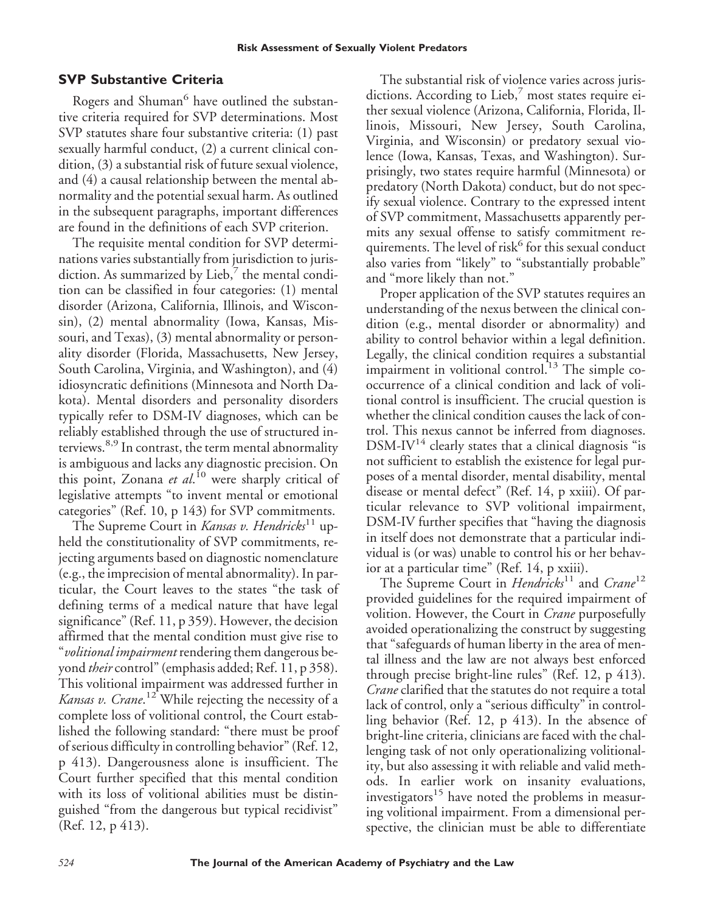## SVP Substantive Criteria

Rogers and Shuman[6] have outlined the substantive criteria required for SVP determinations. Most SVP statutes share four substantive criteria: (1) past sexually harmful conduct, (2) a current clinical condition, (3) a substantial risk of future sexual violence, and (4) a causal relationship between the mental abnormality and the potential sexual harm. As outlined in the subsequent paragraphs, important differences are found in the definitions of each SVP criterion.

The requisite mental condition for SVP determinations varies substantially from jurisdiction to jurisdiction. As summarized by Lieb,[7] the mental condition can be classified in four categories: (1) mental disorder (Arizona, California, Illinois, and Wisconsin), (2) mental abnormality (Iowa, Kansas, Missouri, and Texas), (3) mental abnormality or personality disorder (Florida, Massachusetts, New Jersey, South Carolina, Virginia, and Washington), and (4) idiosyncratic definitions (Minnesota and North Dakota). Mental disorders and personality disorders typically refer to DSM-IV diagnoses, which can be reliably established through the use of structured interviews.[8,9] In contrast, the term mental abnormality is ambiguous and lacks any diagnostic precision. On this point, Zonana *et al.*[10] were sharply critical of legislative attempts "to invent mental or emotional categories" (Ref. 10, p 143) for SVP commitments.

The Supreme Court in *Kansas v. Hendricks*[11] upheld the constitutionality of SVP commitments, rejecting arguments based on diagnostic nomenclature (e.g., the imprecision of mental abnormality). In particular, the Court leaves to the states "the task of defining terms of a medical nature that have legal significance" (Ref. 11, p 359). However, the decision affirmed that the mental condition must give rise to "*volitional impairment* rendering them dangerous beyond *their* control" (emphasis added; Ref. 11, p 358). This volitional impairment was addressed further in *Kansas v. Crane*.[12] While rejecting the necessity of a complete loss of volitional control, the Court established the following standard: "there must be proof of serious difficulty in controlling behavior" (Ref. 12, p 413). Dangerousness alone is insufficient. The Court further specified that this mental condition with its loss of volitional abilities must be distinguished "from the dangerous but typical recidivist" (Ref. 12, p 413).

The substantial risk of violence varies across jurisdictions. According to Lieb,[7] most states require either sexual violence (Arizona, California, Florida, Illinois, Missouri, New Jersey, South Carolina, Virginia, and Wisconsin) or predatory sexual violence (Iowa, Kansas, Texas, and Washington). Surprisingly, two states require harmful (Minnesota) or predatory (North Dakota) conduct, but do not specify sexual violence. Contrary to the expressed intent of SVP commitment, Massachusetts apparently permits any sexual offense to satisfy commitment requirements. The level of risk[6] for this sexual conduct also varies from "likely" to "substantially probable" and "more likely than not."

Proper application of the SVP statutes requires an understanding of the nexus between the clinical condition (e.g., mental disorder or abnormality) and ability to control behavior within a legal definition. Legally, the clinical condition requires a substantial impairment in volitional control.[13] The simple co-occurrence of a clinical condition and lack of volitional control is insufficient. The crucial question is whether the clinical condition causes the lack of control. This nexus cannot be inferred from diagnoses. DSM-IV[14] clearly states that a clinical diagnosis "is not sufficient to establish the existence for legal purposes of a mental disorder, mental disability, mental disease or mental defect" (Ref. 14, p xxiii). Of particular relevance to SVP volitional impairment, DSM-IV further specifies that "having the diagnosis in itself does not demonstrate that a particular individual is (or was) unable to control his or her behavior at a particular time" (Ref. 14, p xxiii).

The Supreme Court in *Hendricks*[11] and *Crane*[12] provided guidelines for the required impairment of volition. However, the Court in *Crane* purposefully avoided operationalizing the construct by suggesting that "safeguards of human liberty in the area of mental illness and the law are not always best enforced through precise bright-line rules" (Ref. 12, p 413). *Crane* clarified that the statutes do not require a total lack of control, only a "serious difficulty" in controlling behavior (Ref. 12, p 413). In the absence of bright-line criteria, clinicians are faced with the challenging task of not only operationalizing volitionality, but also assessing it with reliable and valid methods. In earlier work on insanity evaluations, investigators[15] have noted the problems in measuring volitional impairment. From a dimensional perspective, the clinician must be able to differentiate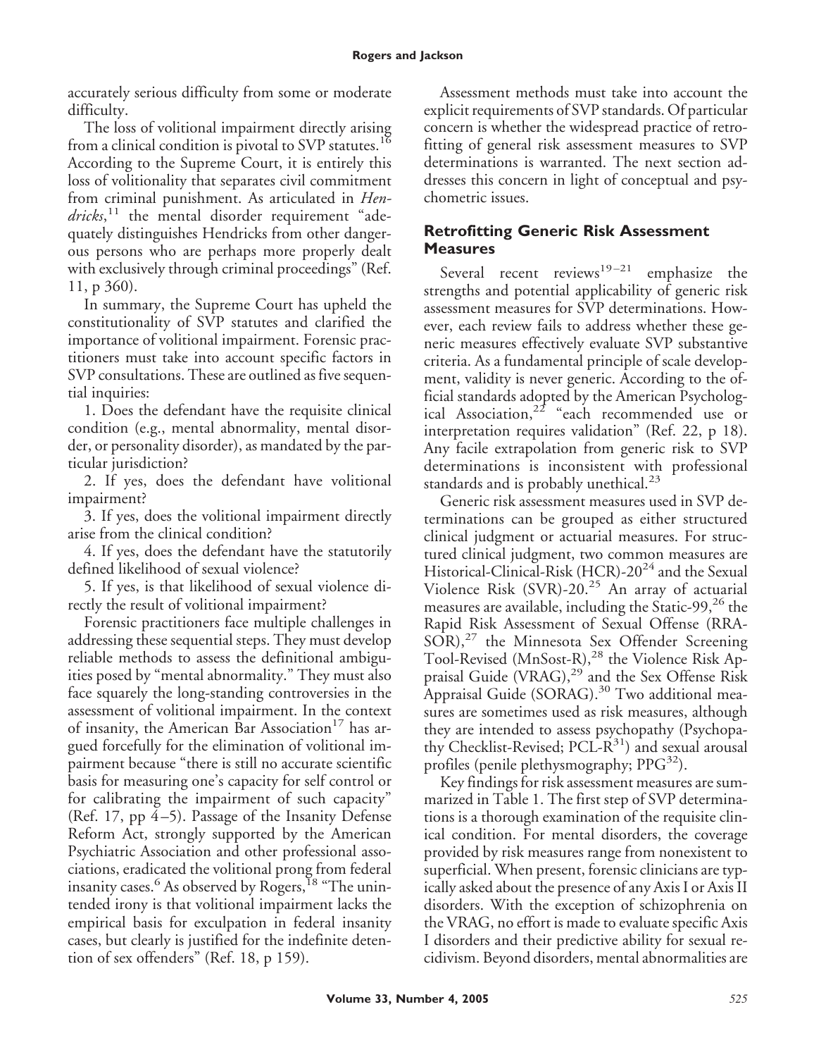accurately serious difficulty from some or moderate difficulty.

The loss of volitional impairment directly arising from a clinical condition is pivotal to SVP statutes.[16] According to the Supreme Court, it is entirely this loss of volitionality that separates civil commitment from criminal punishment. As articulated in *Hendricks*,[11] the mental disorder requirement "adequately distinguishes Hendricks from other dangerous persons who are perhaps more properly dealt with exclusively through criminal proceedings" (Ref. 11, p 360).

In summary, the Supreme Court has upheld the constitutionality of SVP statutes and clarified the importance of volitional impairment. Forensic practitioners must take into account specific factors in SVP consultations. These are outlined as five sequential inquiries:

1. Does the defendant have the requisite clinical condition (e.g., mental abnormality, mental disorder, or personality disorder), as mandated by the particular jurisdiction?
2. If yes, does the defendant have volitional impairment?
3. If yes, does the volitional impairment directly arise from the clinical condition?
4. If yes, does the defendant have the statutorily defined likelihood of sexual violence?
5. If yes, is that likelihood of sexual violence directly the result of volitional impairment?

Forensic practitioners face multiple challenges in addressing these sequential steps. They must develop reliable methods to assess the definitional ambiguities posed by "mental abnormality." They must also face squarely the long-standing controversies in the assessment of volitional impairment. In the context of insanity, the American Bar Association[17] has argued forcefully for the elimination of volitional impairment because "there is still no accurate scientific basis for measuring one's capacity for self control or for calibrating the impairment of such capacity" (Ref. 17, pp 4–5). Passage of the Insanity Defense Reform Act, strongly supported by the American Psychiatric Association and other professional associations, eradicated the volitional prong from federal insanity cases.[6] As observed by Rogers,[18] "The unintended irony is that volitional impairment lacks the empirical basis for exculpation in federal insanity cases, but clearly is justified for the indefinite detention of sex offenders" (Ref. 18, p 159).

Assessment methods must take into account the explicit requirements of SVP standards. Of particular concern is whether the widespread practice of retrofitting of general risk assessment measures to SVP determinations is warranted. The next section addresses this concern in light of conceptual and psychometric issues.

## Retrofitting Generic Risk Assessment Measures

Several recent reviews[19–21] emphasize the strengths and potential applicability of generic risk assessment measures for SVP determinations. However, each review fails to address whether these generic measures effectively evaluate SVP substantive criteria. As a fundamental principle of scale development, validity is never generic. According to the official standards adopted by the American Psychological Association,[22] "each recommended use or interpretation requires validation" (Ref. 22, p 18). Any facile extrapolation from generic risk to SVP determinations is inconsistent with professional standards and is probably unethical.[23]

Generic risk assessment measures used in SVP determinations can be grouped as either structured clinical judgment or actuarial measures. For structured clinical judgment, two common measures are Historical-Clinical-Risk (HCR)-20[24] and the Sexual Violence Risk (SVR)-20.[25] An array of actuarial measures are available, including the Static-99,[26] the Rapid Risk Assessment of Sexual Offense (RRASOR),[27] the Minnesota Sex Offender Screening Tool-Revised (MnSost-R),[28] the Violence Risk Appraisal Guide (VRAG),[29] and the Sex Offense Risk Appraisal Guide (SORAG).[30] Two additional measures are sometimes used as risk measures, although they are intended to assess psychopathy (Psychopathy Checklist-Revised; PCL-R[31]) and sexual arousal profiles (penile plethysmography; PPG[32]).

Key findings for risk assessment measures are summarized in Table 1. The first step of SVP determinations is a thorough examination of the requisite clinical condition. For mental disorders, the coverage provided by risk measures range from nonexistent to superficial. When present, forensic clinicians are typically asked about the presence of any Axis I or Axis II disorders. With the exception of schizophrenia on the VRAG, no effort is made to evaluate specific Axis I disorders and their predictive ability for sexual recidivism. Beyond disorders, mental abnormalities are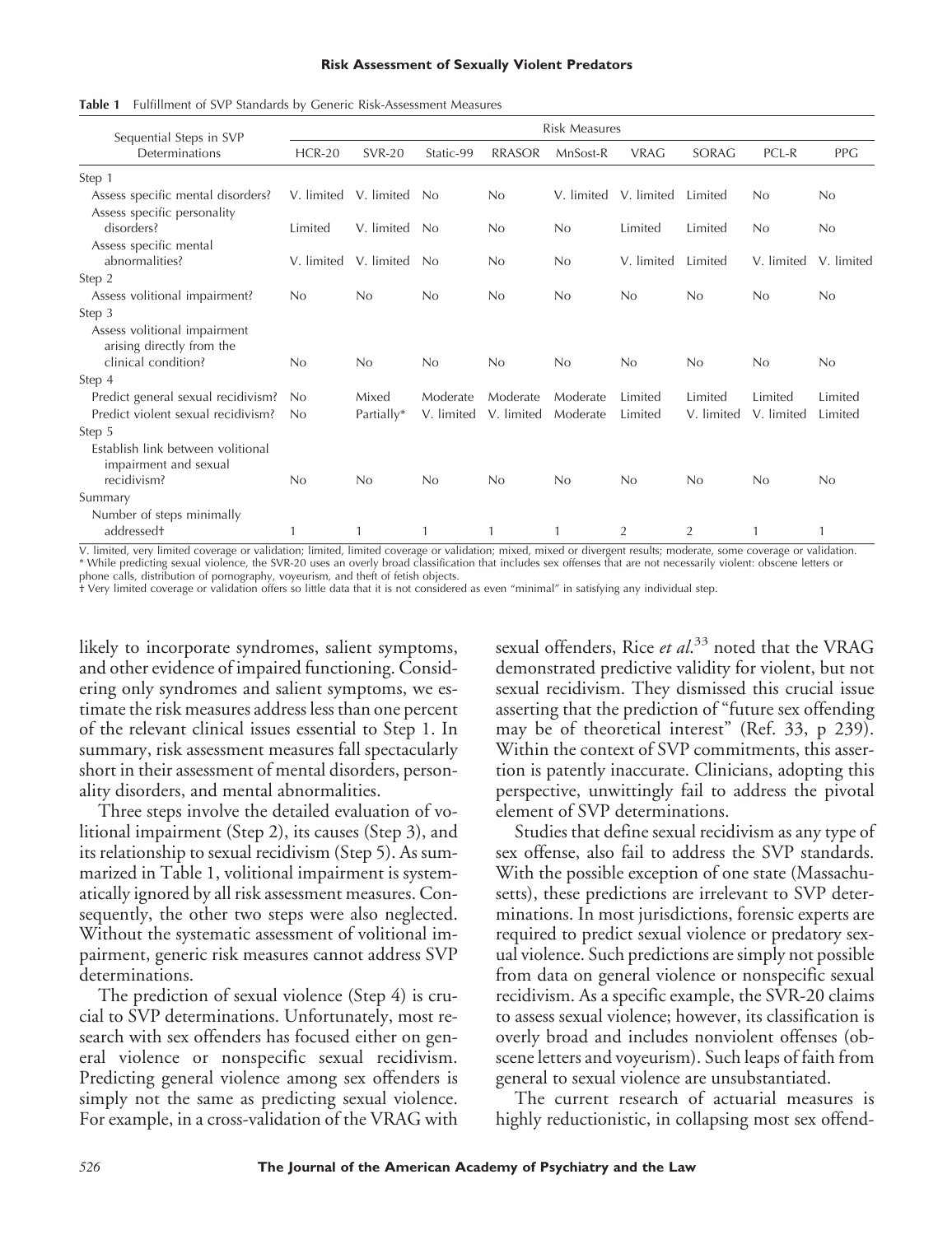**Table 1** Fulfillment of SVP Standards by Generic Risk-Assessment Measures

| Sequential Steps in SVP Determinations | Risk Measures | | | | | | | | |
|---|---|---|---|---|---|---|---|---|---|
| | HCR-20 | SVR-20 | Static-99 | RRASOR | MnSost-R | VRAG | SORAG | PCL-R | PPG |
| Step 1 | | | | | | | | | |
| Assess specific mental disorders? | V. limited | V. limited | No | No | V. limited | V. limited | Limited | No | No |
| Assess specific personality disorders? | Limited | V. limited | No | No | No | Limited | Limited | No | No |
| Assess specific mental abnormalities? | V. limited | V. limited | No | No | No | V. limited | Limited | V. limited | V. limited |
| Step 2 | | | | | | | | | |
| Assess volitional impairment? | No | No | No | No | No | No | No | No | No |
| Step 3 | | | | | | | | | |
| Assess volitional impairment arising directly from the clinical condition? | No | No | No | No | No | No | No | No | No |
| Step 4 | | | | | | | | | |
| Predict general sexual recidivism? | No | Mixed | Moderate | Moderate | Moderate | Limited | Limited | Limited | Limited |
| Predict violent sexual recidivism? | No | Partially* | V. limited | V. limited | Moderate | Limited | V. limited | V. limited | Limited |
| Step 5 | | | | | | | | | |
| Establish link between volitional impairment and sexual recidivism? | No | No | No | No | No | No | No | No | No |
| Summary | | | | | | | | | |
| Number of steps minimally addressed† | 1 | 1 | 1 | 1 | 1 | 2 | 2 | 1 | 1 |

V. limited, very limited coverage or validation; limited, limited coverage or validation; mixed, mixed or divergent results; moderate, some coverage or validation.
* While predicting sexual violence, the SVR-20 uses an overly broad classification that includes sex offenses that are not necessarily violent: obscene letters or phone calls, distribution of pornography, voyeurism, and theft of fetish objects.
† Very limited coverage or validation offers so little data that it is not considered as even "minimal" in satisfying any individual step.

likely to incorporate syndromes, salient symptoms, and other evidence of impaired functioning. Considering only syndromes and salient symptoms, we estimate the risk measures address less than one percent of the relevant clinical issues essential to Step 1. In summary, risk assessment measures fall spectacularly short in their assessment of mental disorders, personality disorders, and mental abnormalities.

Three steps involve the detailed evaluation of volitional impairment (Step 2), its causes (Step 3), and its relationship to sexual recidivism (Step 5). As summarized in Table 1, volitional impairment is systematically ignored by all risk assessment measures. Consequently, the other two steps were also neglected. Without the systematic assessment of volitional impairment, generic risk measures cannot address SVP determinations.

The prediction of sexual violence (Step 4) is crucial to SVP determinations. Unfortunately, most research with sex offenders has focused either on general violence or nonspecific sexual recidivism. Predicting general violence among sex offenders is simply not the same as predicting sexual violence. For example, in a cross-validation of the VRAG with sexual offenders, Rice *et al.*[33] noted that the VRAG demonstrated predictive validity for violent, but not sexual recidivism. They dismissed this crucial issue asserting that the prediction of "future sex offending may be of theoretical interest" (Ref. 33, p 239). Within the context of SVP commitments, this assertion is patently inaccurate. Clinicians, adopting this perspective, unwittingly fail to address the pivotal element of SVP determinations.

Studies that define sexual recidivism as any type of sex offense, also fail to address the SVP standards. With the possible exception of one state (Massachusetts), these predictions are irrelevant to SVP determinations. In most jurisdictions, forensic experts are required to predict sexual violence or predatory sexual violence. Such predictions are simply not possible from data on general violence or nonspecific sexual recidivism. As a specific example, the SVR-20 claims to assess sexual violence; however, its classification is overly broad and includes nonviolent offenses (obscene letters and voyeurism). Such leaps of faith from general to sexual violence are unsubstantiated.

The current research of actuarial measures is highly reductionistic, in collapsing most sex offend-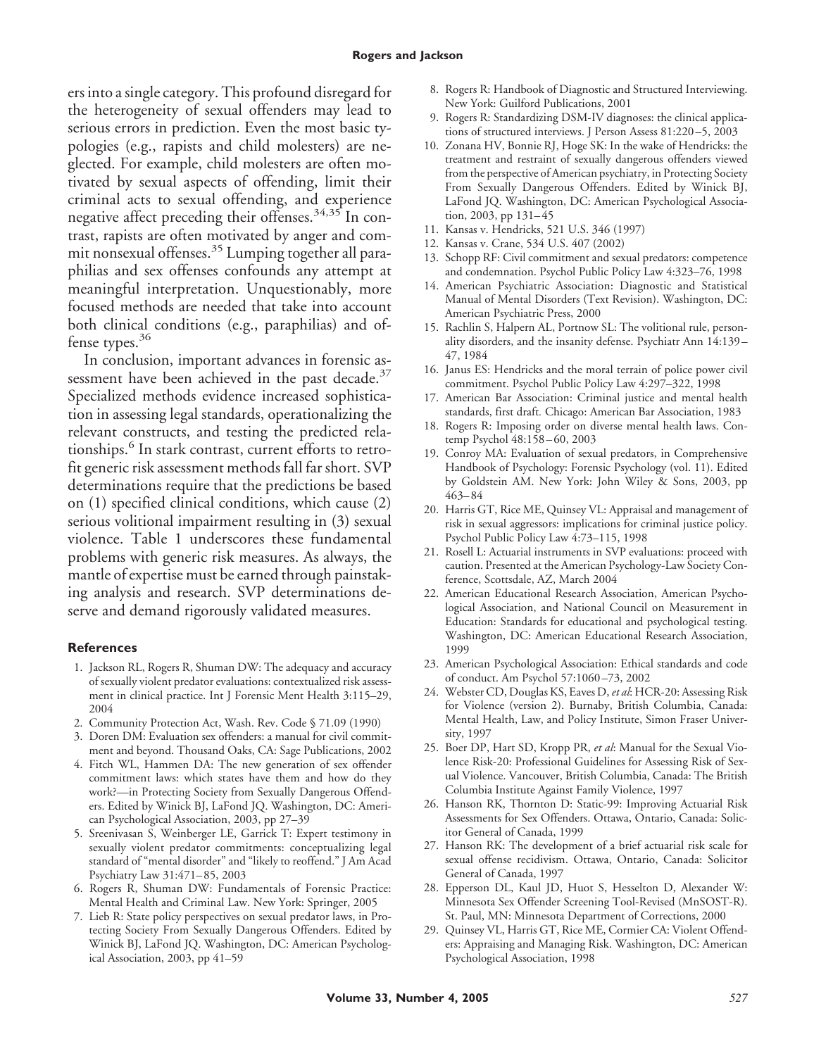ers into a single category. This profound disregard for the heterogeneity of sexual offenders may lead to serious errors in prediction. Even the most basic typologies (e.g., rapists and child molesters) are neglected. For example, child molesters are often motivated by sexual aspects of offending, limit their criminal acts to sexual offending, and experience negative affect preceding their offenses.[34,35] In contrast, rapists are often motivated by anger and commit nonsexual offenses.[35] Lumping together all paraphilias and sex offenses confounds any attempt at meaningful interpretation. Unquestionably, more focused methods are needed that take into account both clinical conditions (e.g., paraphilias) and offense types.[36]

In conclusion, important advances in forensic assessment have been achieved in the past decade.[37] Specialized methods evidence increased sophistication in assessing legal standards, operationalizing the relevant constructs, and testing the predicted relationships.[6] In stark contrast, current efforts to retrofit generic risk assessment methods fall far short. SVP determinations require that the predictions be based on (1) specified clinical conditions, which cause (2) serious volitional impairment resulting in (3) sexual violence. Table 1 underscores these fundamental problems with generic risk measures. As always, the mantle of expertise must be earned through painstaking analysis and research. SVP determinations deserve and demand rigorously validated measures.

## References

1. Jackson RL, Rogers R, Shuman DW: The adequacy and accuracy of sexually violent predator evaluations: contextualized risk assessment in clinical practice. Int J Forensic Ment Health 3:115–29, 2004
2. Community Protection Act, Wash. Rev. Code § 71.09 (1990)
3. Doren DM: Evaluation sex offenders: a manual for civil commitment and beyond. Thousand Oaks, CA: Sage Publications, 2002
4. Fitch WL, Hammen DA: The new generation of sex offender commitment laws: which states have them and how do they work?—in Protecting Society from Sexually Dangerous Offenders. Edited by Winick BJ, LaFond JQ. Washington, DC: American Psychological Association, 2003, pp 27–39
5. Sreenivasan S, Weinberger LE, Garrick T: Expert testimony in sexually violent predator commitments: conceptualizing legal standard of "mental disorder" and "likely to reoffend." J Am Acad Psychiatry Law 31:471–85, 2003
6. Rogers R, Shuman DW: Fundamentals of Forensic Practice: Mental Health and Criminal Law. New York: Springer, 2005
7. Lieb R: State policy perspectives on sexual predator laws, in Protecting Society From Sexually Dangerous Offenders. Edited by Winick BJ, LaFond JQ. Washington, DC: American Psychological Association, 2003, pp 41–59
8. Rogers R: Handbook of Diagnostic and Structured Interviewing. New York: Guilford Publications, 2001
9. Rogers R: Standardizing DSM-IV diagnoses: the clinical applications of structured interviews. J Person Assess 81:220–5, 2003
10. Zonana HV, Bonnie RJ, Hoge SK: In the wake of Hendricks: the treatment and restraint of sexually dangerous offenders viewed from the perspective of American psychiatry, in Protecting Society From Sexually Dangerous Offenders. Edited by Winick BJ, LaFond JQ. Washington, DC: American Psychological Association, 2003, pp 131–45
11. Kansas v. Hendricks, 521 U.S. 346 (1997)
12. Kansas v. Crane, 534 U.S. 407 (2002)
13. Schopp RF: Civil commitment and sexual predators: competence and condemnation. Psychol Public Policy Law 4:323–76, 1998
14. American Psychiatric Association: Diagnostic and Statistical Manual of Mental Disorders (Text Revision). Washington, DC: American Psychiatric Press, 2000
15. Rachlin S, Halpern AL, Portnow SL: The volitional rule, personality disorders, and the insanity defense. Psychiatr Ann 14:139–47, 1984
16. Janus ES: Hendricks and the moral terrain of police power civil commitment. Psychol Public Policy Law 4:297–322, 1998
17. American Bar Association: Criminal justice and mental health standards, first draft. Chicago: American Bar Association, 1983
18. Rogers R: Imposing order on diverse mental health laws. Contemp Psychol 48:158–60, 2003
19. Conroy MA: Evaluation of sexual predators, in Comprehensive Handbook of Psychology: Forensic Psychology (vol. 11). Edited by Goldstein AM. New York: John Wiley & Sons, 2003, pp 463–84
20. Harris GT, Rice ME, Quinsey VL: Appraisal and management of risk in sexual aggressors: implications for criminal justice policy. Psychol Public Policy Law 4:73–115, 1998
21. Rosell L: Actuarial instruments in SVP evaluations: proceed with caution. Presented at the American Psychology-Law Society Conference, Scottsdale, AZ, March 2004
22. American Educational Research Association, American Psychological Association, and National Council on Measurement in Education: Standards for educational and psychological testing. Washington, DC: American Educational Research Association, 1999
23. American Psychological Association: Ethical standards and code of conduct. Am Psychol 57:1060–73, 2002
24. Webster CD, Douglas KS, Eaves D, *et al*: HCR-20: Assessing Risk for Violence (version 2). Burnaby, British Columbia, Canada: Mental Health, Law, and Policy Institute, Simon Fraser University, 1997
25. Boer DP, Hart SD, Kropp PR, *et al*: Manual for the Sexual Violence Risk-20: Professional Guidelines for Assessing Risk of Sexual Violence. Vancouver, British Columbia, Canada: The British Columbia Institute Against Family Violence, 1997
26. Hanson RK, Thornton D: Static-99: Improving Actuarial Risk Assessments for Sex Offenders. Ottawa, Ontario, Canada: Solicitor General of Canada, 1999
27. Hanson RK: The development of a brief actuarial risk scale for sexual offense recidivism. Ottawa, Ontario, Canada: Solicitor General of Canada, 1997
28. Epperson DL, Kaul JD, Huot S, Hesselton D, Alexander W: Minnesota Sex Offender Screening Tool-Revised (MnSOST-R). St. Paul, MN: Minnesota Department of Corrections, 2000
29. Quinsey VL, Harris GT, Rice ME, Cormier CA: Violent Offenders: Appraising and Managing Risk. Washington, DC: American Psychological Association, 1998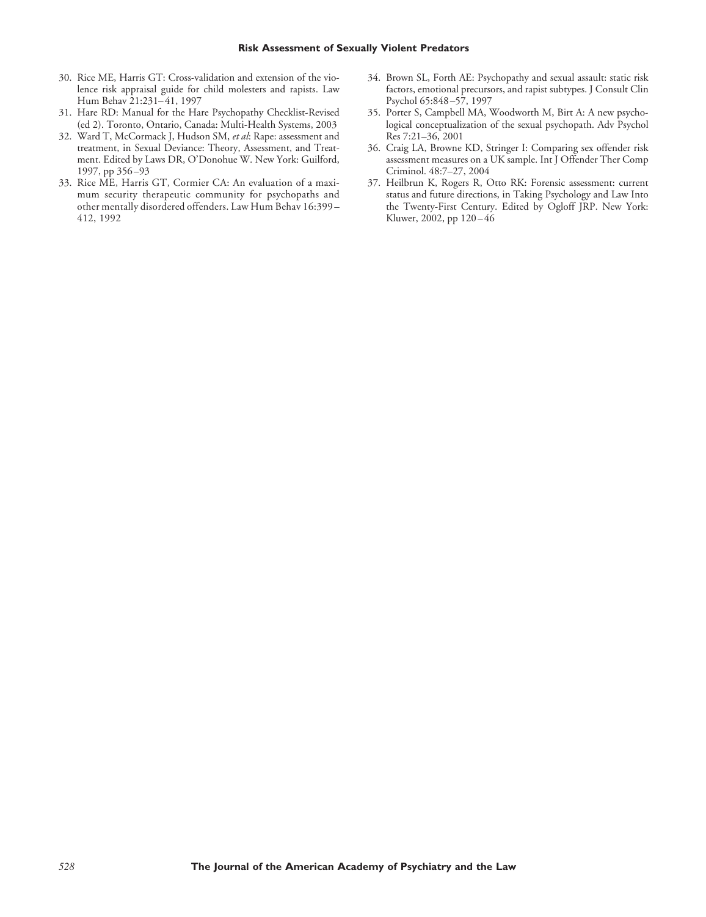30. Rice ME, Harris GT: Cross-validation and extension of the violence risk appraisal guide for child molesters and rapists. Law Hum Behav 21:231–41, 1997
31. Hare RD: Manual for the Hare Psychopathy Checklist-Revised (ed 2). Toronto, Ontario, Canada: Multi-Health Systems, 2003
32. Ward T, McCormack J, Hudson SM, *et al*: Rape: assessment and treatment, in Sexual Deviance: Theory, Assessment, and Treatment. Edited by Laws DR, O'Donohue W. New York: Guilford, 1997, pp 356–93
33. Rice ME, Harris GT, Cormier CA: An evaluation of a maximum security therapeutic community for psychopaths and other mentally disordered offenders. Law Hum Behav 16:399–412, 1992
34. Brown SL, Forth AE: Psychopathy and sexual assault: static risk factors, emotional precursors, and rapist subtypes. J Consult Clin Psychol 65:848–57, 1997
35. Porter S, Campbell MA, Woodworth M, Birt A: A new psychological conceptualization of the sexual psychopath. Adv Psychol Res 7:21–36, 2001
36. Craig LA, Browne KD, Stringer I: Comparing sex offender risk assessment measures on a UK sample. Int J Offender Ther Comp Criminol. 48:7–27, 2004
37. Heilbrun K, Rogers R, Otto RK: Forensic assessment: current status and future directions, in Taking Psychology and Law Into the Twenty-First Century. Edited by Ogloff JRP. New York: Kluwer, 2002, pp 120–46